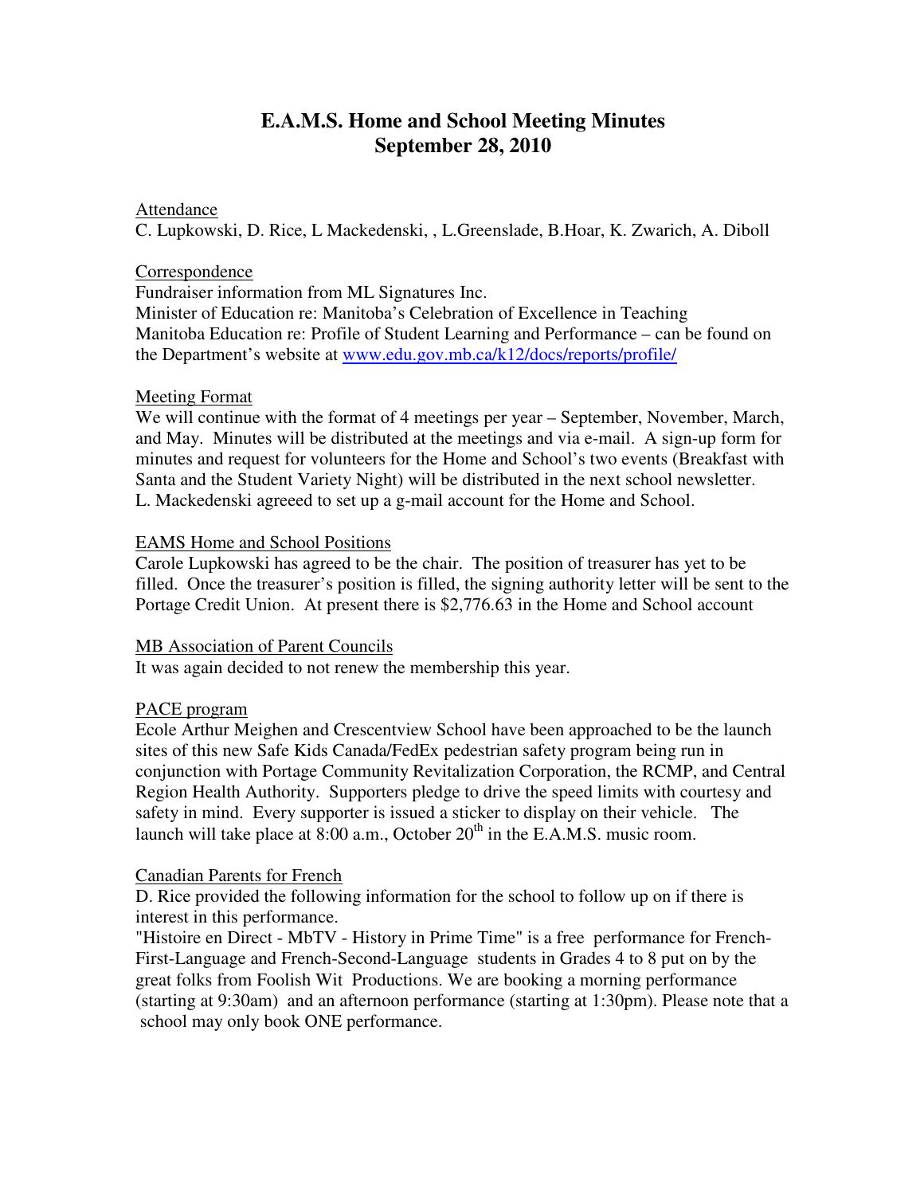# E.A.M.S. Home and School Meeting Minutes
## September 28, 2010

Attendance

C. Lupkowski, D. Rice, L Mackedenski, , L.Greenslade, B.Hoar, K. Zwarich, A. Diboll

Correspondence

Fundraiser information from ML Signatures Inc.
Minister of Education re: Manitoba's Celebration of Excellence in Teaching
Manitoba Education re: Profile of Student Learning and Performance – can be found on the Department's website at www.edu.gov.mb.ca/k12/docs/reports/profile/

Meeting Format

We will continue with the format of 4 meetings per year – September, November, March, and May. Minutes will be distributed at the meetings and via e-mail. A sign-up form for minutes and request for volunteers for the Home and School's two events (Breakfast with Santa and the Student Variety Night) will be distributed in the next school newsletter. L. Mackedenski agreeed to set up a g-mail account for the Home and School.

EAMS Home and School Positions

Carole Lupkowski has agreed to be the chair. The position of treasurer has yet to be filled. Once the treasurer's position is filled, the signing authority letter will be sent to the Portage Credit Union. At present there is $2,776.63 in the Home and School account

MB Association of Parent Councils

It was again decided to not renew the membership this year.

PACE program

Ecole Arthur Meighen and Crescentview School have been approached to be the launch sites of this new Safe Kids Canada/FedEx pedestrian safety program being run in conjunction with Portage Community Revitalization Corporation, the RCMP, and Central Region Health Authority. Supporters pledge to drive the speed limits with courtesy and safety in mind. Every supporter is issued a sticker to display on their vehicle. The launch will take place at 8:00 a.m., October 20th in the E.A.M.S. music room.

Canadian Parents for French

D. Rice provided the following information for the school to follow up on if there is interest in this performance.
"Histoire en Direct - MbTV - History in Prime Time" is a free performance for French-First-Language and French-Second-Language students in Grades 4 to 8 put on by the great folks from Foolish Wit Productions. We are booking a morning performance (starting at 9:30am) and an afternoon performance (starting at 1:30pm). Please note that a school may only book ONE performance.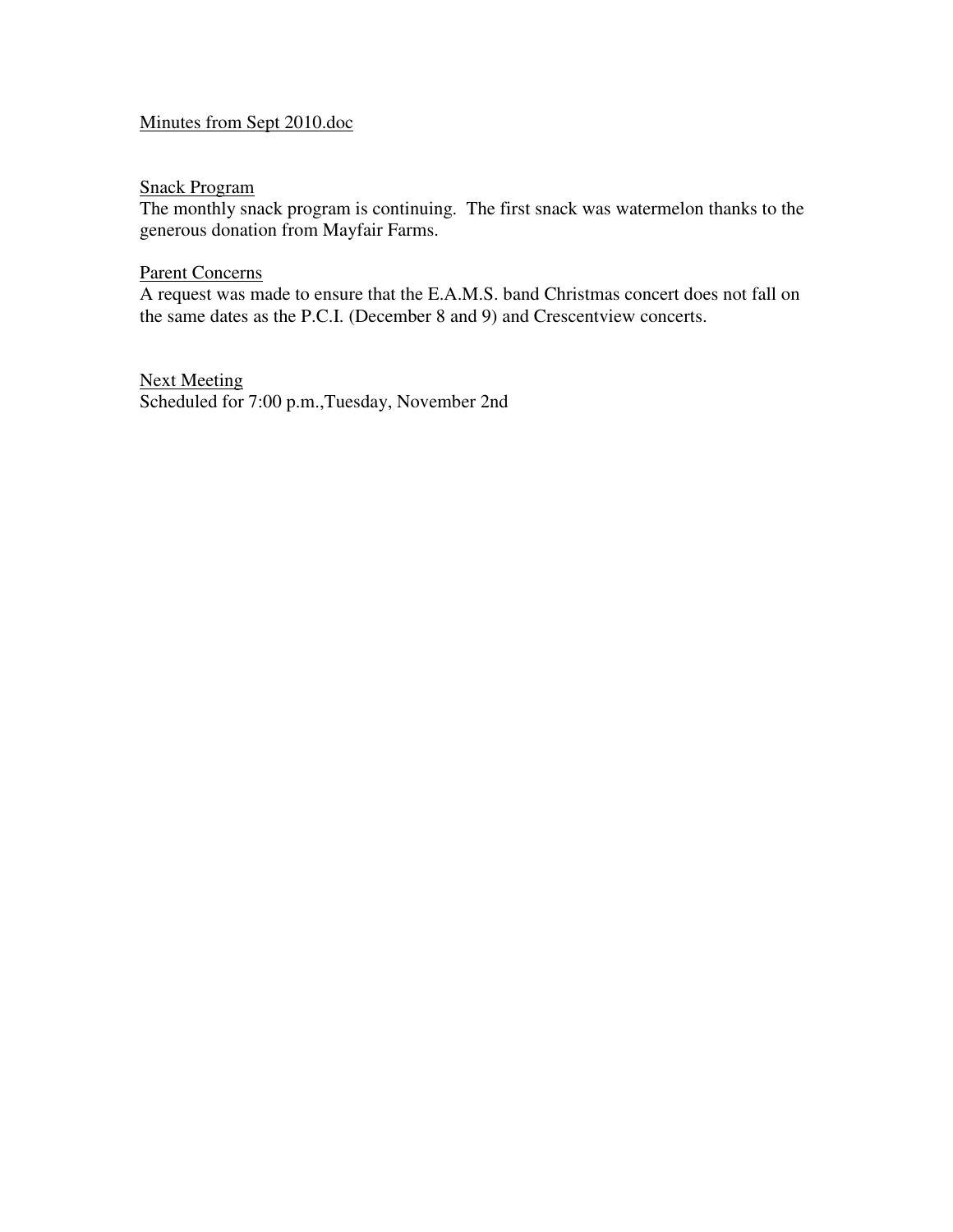Minutes from Sept 2010.doc

Snack Program

The monthly snack program is continuing. The first snack was watermelon thanks to the generous donation from Mayfair Farms.

Parent Concerns

A request was made to ensure that the E.A.M.S. band Christmas concert does not fall on the same dates as the P.C.I. (December 8 and 9) and Crescentview concerts.

Next Meeting

Scheduled for 7:00 p.m.,Tuesday, November 2nd